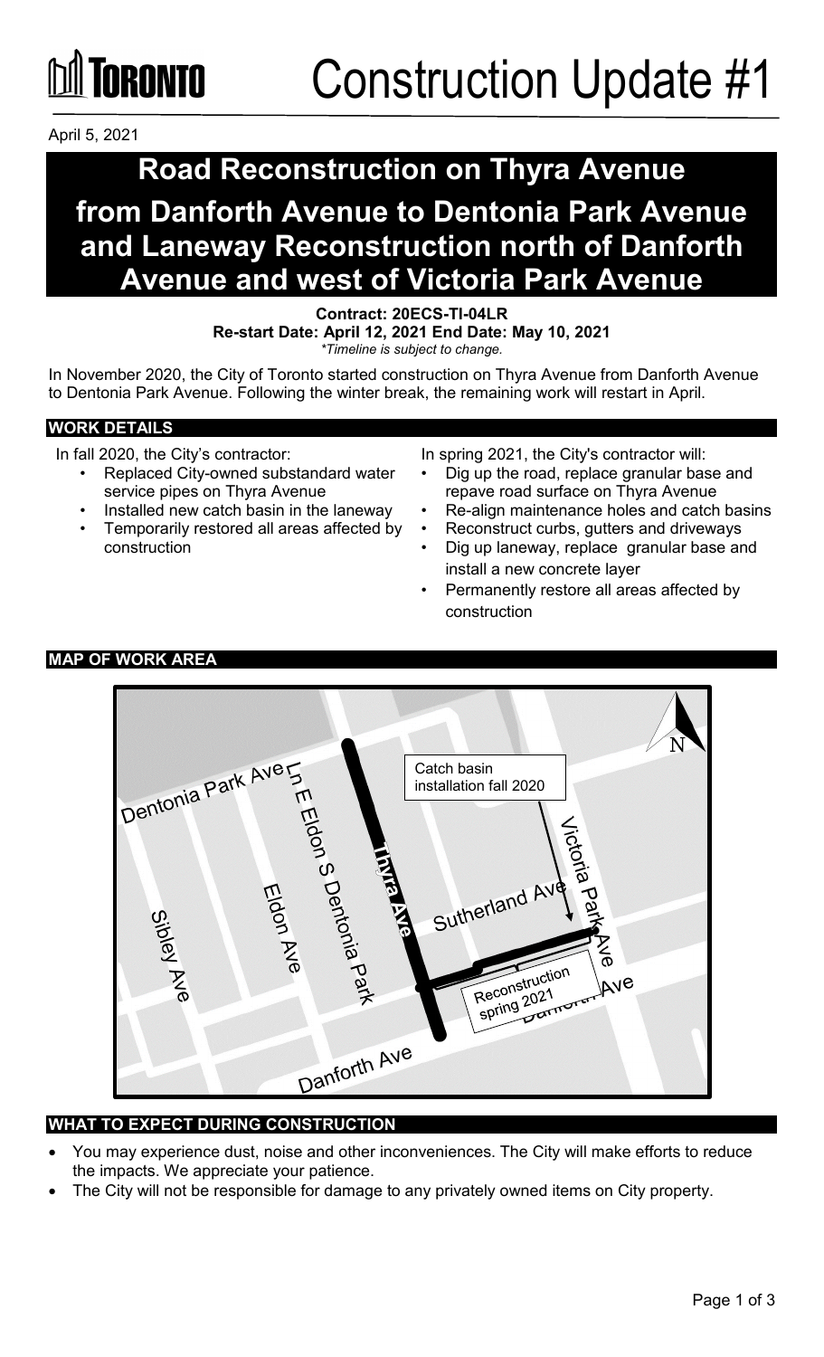# Construction Update #1

April 5, 2021

## Road Reconstruction on Thyra Avenue from Danforth Avenue to Dentonia Park Avenue and Laneway Reconstruction north of Danforth Avenue and west of Victoria Park Avenue

**Contract: 20ECS-TI-04LR**
**Re-start Date: April 12, 2021 End Date: May 10, 2021**
*\*Timeline is subject to change.*

In November 2020, the City of Toronto started construction on Thyra Avenue from Danforth Avenue to Dentonia Park Avenue. Following the winter break, the remaining work will restart in April.

### WORK DETAILS

In fall 2020, the City's contractor:

- Replaced City-owned substandard water service pipes on Thyra Avenue
- Installed new catch basin in the laneway
- Temporarily restored all areas affected by construction

In spring 2021, the City's contractor will:

- Dig up the road, replace granular base and repave road surface on Thyra Avenue
- Re-align maintenance holes and catch basins
- Reconstruct curbs, gutters and driveways
- Dig up laneway, replace granular base and install a new concrete layer
- Permanently restore all areas affected by construction

### MAP OF WORK AREA

Dentonia Park Ave, Ln E Eldon S Dentonia Park, Eldon Ave, Sibley Ave, Thyra Ave, Sutherland Ave, Victoria Park Ave, Danforth Ave

Catch basin installation fall 2020

Reconstruction spring 2021

### WHAT TO EXPECT DURING CONSTRUCTION

- You may experience dust, noise and other inconveniences. The City will make efforts to reduce the impacts. We appreciate your patience.
- The City will not be responsible for damage to any privately owned items on City property.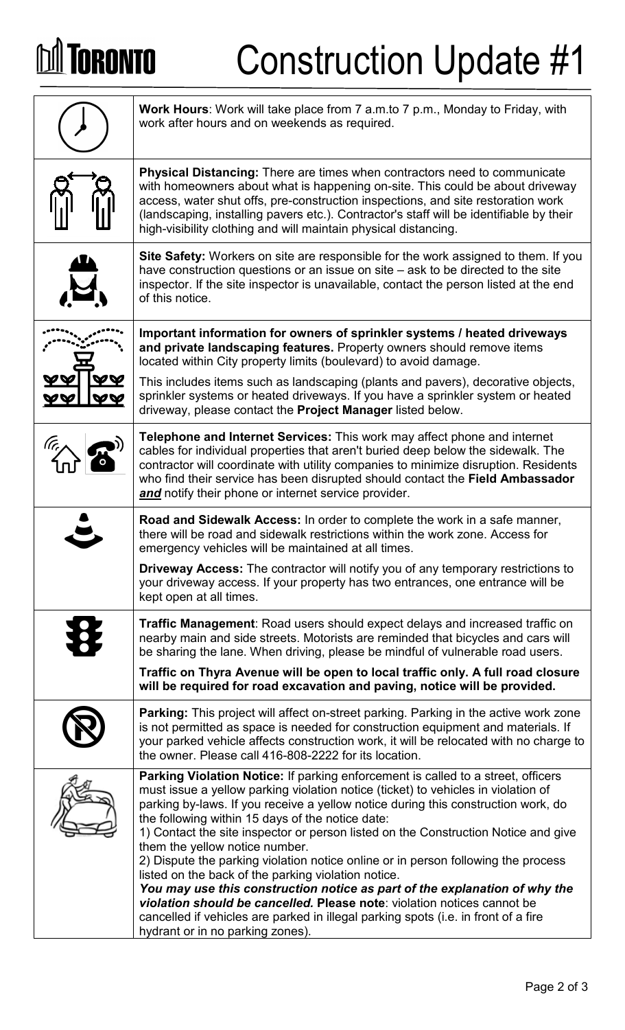# TORONTO Construction Update #1

**Work Hours**: Work will take place from 7 a.m.to 7 p.m., Monday to Friday, with work after hours and on weekends as required.

**Physical Distancing:** There are times when contractors need to communicate with homeowners about what is happening on-site. This could be about driveway access, water shut offs, pre-construction inspections, and site restoration work (landscaping, installing pavers etc.). Contractor's staff will be identifiable by their high-visibility clothing and will maintain physical distancing.

**Site Safety:** Workers on site are responsible for the work assigned to them. If you have construction questions or an issue on site – ask to be directed to the site inspector. If the site inspector is unavailable, contact the person listed at the end of this notice.

**Important information for owners of sprinkler systems / heated driveways and private landscaping features.** Property owners should remove items located within City property limits (boulevard) to avoid damage.

This includes items such as landscaping (plants and pavers), decorative objects, sprinkler systems or heated driveways. If you have a sprinkler system or heated driveway, please contact the **Project Manager** listed below.

**Telephone and Internet Services:** This work may affect phone and internet cables for individual properties that aren't buried deep below the sidewalk. The contractor will coordinate with utility companies to minimize disruption. Residents who find their service has been disrupted should contact the **Field Ambassador** ***and*** notify their phone or internet service provider.

**Road and Sidewalk Access:** In order to complete the work in a safe manner, there will be road and sidewalk restrictions within the work zone. Access for emergency vehicles will be maintained at all times.

**Driveway Access:** The contractor will notify you of any temporary restrictions to your driveway access. If your property has two entrances, one entrance will be kept open at all times.

**Traffic Management**: Road users should expect delays and increased traffic on nearby main and side streets. Motorists are reminded that bicycles and cars will be sharing the lane. When driving, please be mindful of vulnerable road users.

**Traffic on Thyra Avenue will be open to local traffic only. A full road closure will be required for road excavation and paving, notice will be provided.**

**Parking:** This project will affect on-street parking. Parking in the active work zone is not permitted as space is needed for construction equipment and materials. If your parked vehicle affects construction work, it will be relocated with no charge to the owner. Please call 416-808-2222 for its location.

**Parking Violation Notice:** If parking enforcement is called to a street, officers must issue a yellow parking violation notice (ticket) to vehicles in violation of parking by-laws. If you receive a yellow notice during this construction work, do the following within 15 days of the notice date:

1) Contact the site inspector or person listed on the Construction Notice and give them the yellow notice number.
2) Dispute the parking violation notice online or in person following the process listed on the back of the parking violation notice.

***You may use this construction notice as part of the explanation of why the violation should be cancelled.*** **Please note**: violation notices cannot be cancelled if vehicles are parked in illegal parking spots (i.e. in front of a fire hydrant or in no parking zones).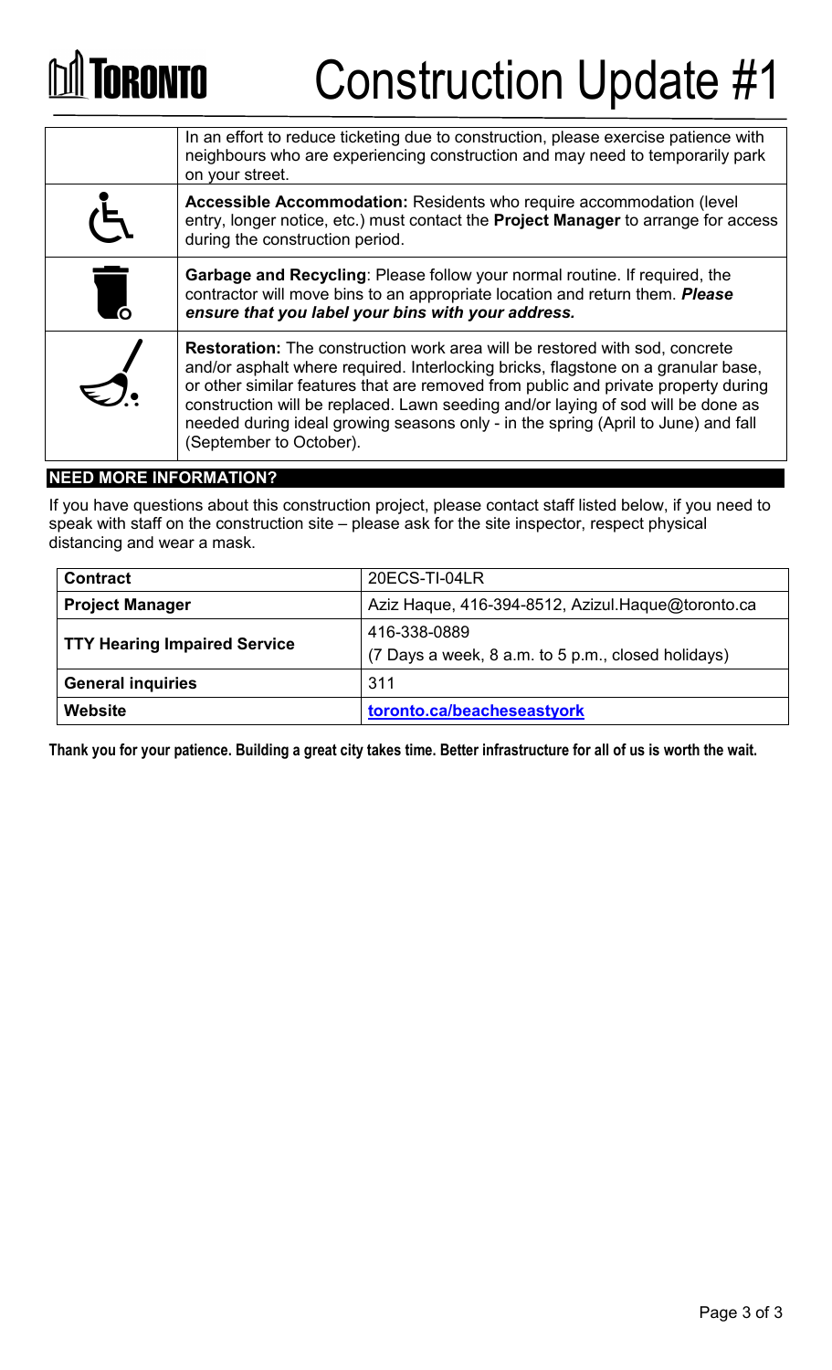# Construction Update #1

| | |
|---|---|
| | In an effort to reduce ticketing due to construction, please exercise patience with neighbours who are experiencing construction and may need to temporarily park on your street. |
| | **Accessible Accommodation:** Residents who require accommodation (level entry, longer notice, etc.) must contact the **Project Manager** to arrange for access during the construction period. |
| | **Garbage and Recycling**: Please follow your normal routine. If required, the contractor will move bins to an appropriate location and return them. ***Please ensure that you label your bins with your address.*** |
| | **Restoration:** The construction work area will be restored with sod, concrete and/or asphalt where required. Interlocking bricks, flagstone on a granular base, or other similar features that are removed from public and private property during construction will be replaced. Lawn seeding and/or laying of sod will be done as needed during ideal growing seasons only - in the spring (April to June) and fall (September to October). |

## NEED MORE INFORMATION?

If you have questions about this construction project, please contact staff listed below, if you need to speak with staff on the construction site – please ask for the site inspector, respect physical distancing and wear a mask.

| | |
|---|---|
| **Contract** | 20ECS-TI-04LR |
| **Project Manager** | Aziz Haque, 416-394-8512, Azizul.Haque@toronto.ca |
| **TTY Hearing Impaired Service** | 416-338-0889<br>(7 Days a week, 8 a.m. to 5 p.m., closed holidays) |
| **General inquiries** | 311 |
| **Website** | **toronto.ca/beacheseastyork** |

**Thank you for your patience. Building a great city takes time. Better infrastructure for all of us is worth the wait.**